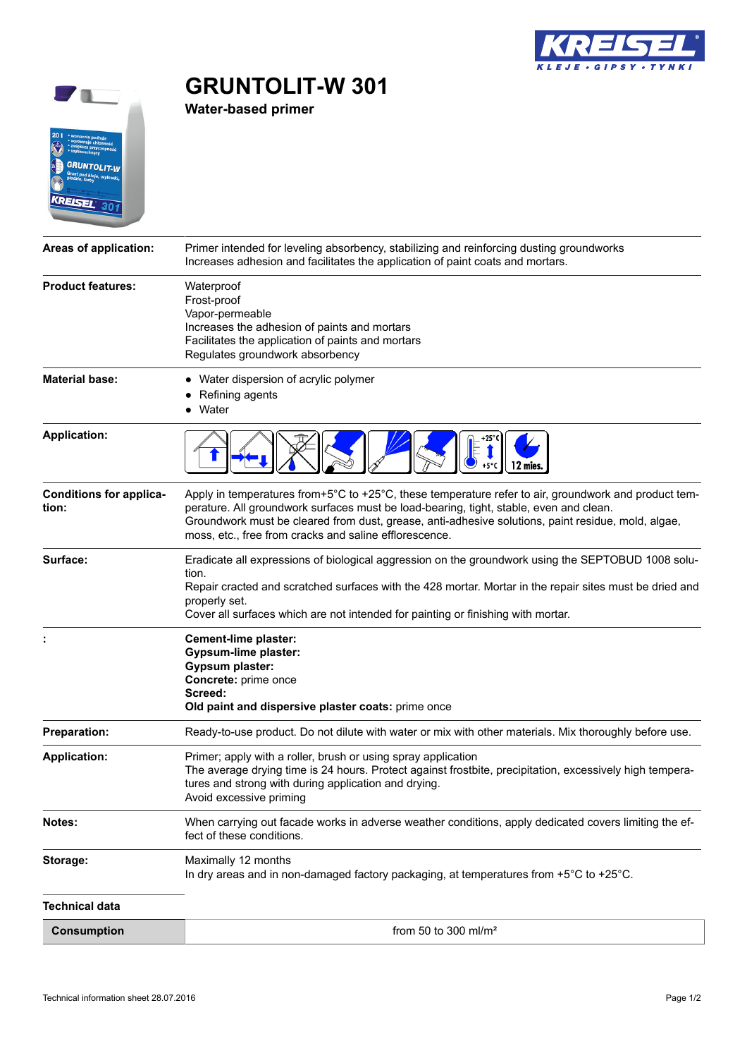# GRUNTOLIT-W 301

## Water-based primer

| | |
|---|---|
| **Areas of application:** | Primer intended for leveling absorbency, stabilizing and reinforcing dusting groundworks<br>Increases adhesion and facilitates the application of paint coats and mortars. |
| **Product features:** | Waterproof<br>Frost-proof<br>Vapor-permeable<br>Increases the adhesion of paints and mortars<br>Facilitates the application of paints and mortars<br>Regulates groundwork absorbency |
| **Material base:** | • Water dispersion of acrylic polymer<br>• Refining agents<br>• Water |
| **Application:** | +25°C +5°C 12 mies. |
| **Conditions for application:** | Apply in temperatures from+5°C to +25°C, these temperature refer to air, groundwork and product temperature. All groundwork surfaces must be load-bearing, tight, stable, even and clean.<br>Groundwork must be cleared from dust, grease, anti-adhesive solutions, paint residue, mold, algae, moss, etc., free from cracks and saline efflorescence. |
| **Surface:** | Eradicate all expressions of biological aggression on the groundwork using the SEPTOBUD 1008 solution.<br>Repair cracted and scratched surfaces with the 428 mortar. Mortar in the repair sites must be dried and properly set.<br>Cover all surfaces which are not intended for painting or finishing with mortar. |
| **:** | **Cement-lime plaster:**<br>**Gypsum-lime plaster:**<br>**Gypsum plaster:**<br>**Concrete:** prime once<br>**Screed:**<br>**Old paint and dispersive plaster coats:** prime once |
| **Preparation:** | Ready-to-use product. Do not dilute with water or mix with other materials. Mix thoroughly before use. |
| **Application:** | Primer; apply with a roller, brush or using spray application<br>The average drying time is 24 hours. Protect against frostbite, precipitation, excessively high temperatures and strong with during application and drying.<br>Avoid excessive priming |
| **Notes:** | When carrying out facade works in adverse weather conditions, apply dedicated covers limiting the effect of these conditions. |
| **Storage:** | Maximally 12 months<br>In dry areas and in non-damaged factory packaging, at temperatures from +5°C to +25°C. |

### Technical data

| | |
|---|---|
| **Consumption** | from 50 to 300 ml/m² |

Technical information sheet 28.07.2016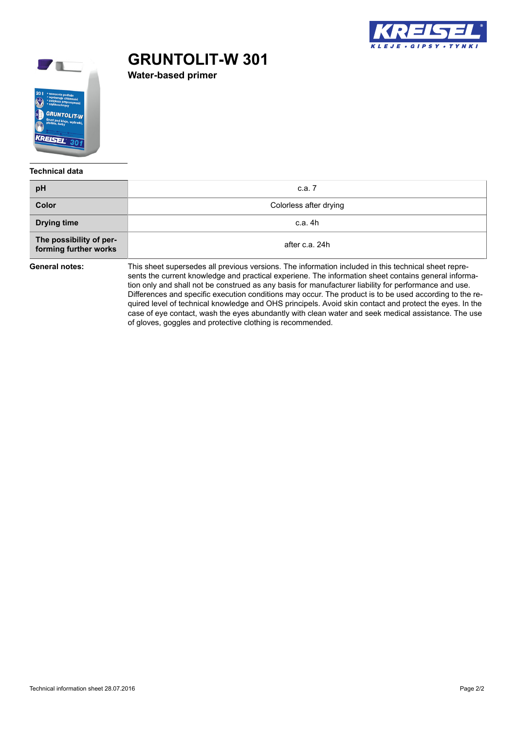# GRUNTOLIT-W 301

**Water-based primer**

### Technical data

| | |
|---|---|
| **pH** | c.a. 7 |
| **Color** | Colorless after drying |
| **Drying time** | c.a. 4h |
| **The possibility of performing further works** | after c.a. 24h |

**General notes:** This sheet supersedes all previous versions. The information included in this technical sheet represents the current knowledge and practical experiene. The information sheet contains general information only and shall not be construed as any basis for manufacturer liability for performance and use. Differences and specific execution conditions may occur. The product is to be used according to the required level of technical knowledge and OHS principels. Avoid skin contact and protect the eyes. In the case of eye contact, wash the eyes abundantly with clean water and seek medical assistance. The use of gloves, goggles and protective clothing is recommended.

Technical information sheet 28.07.2016